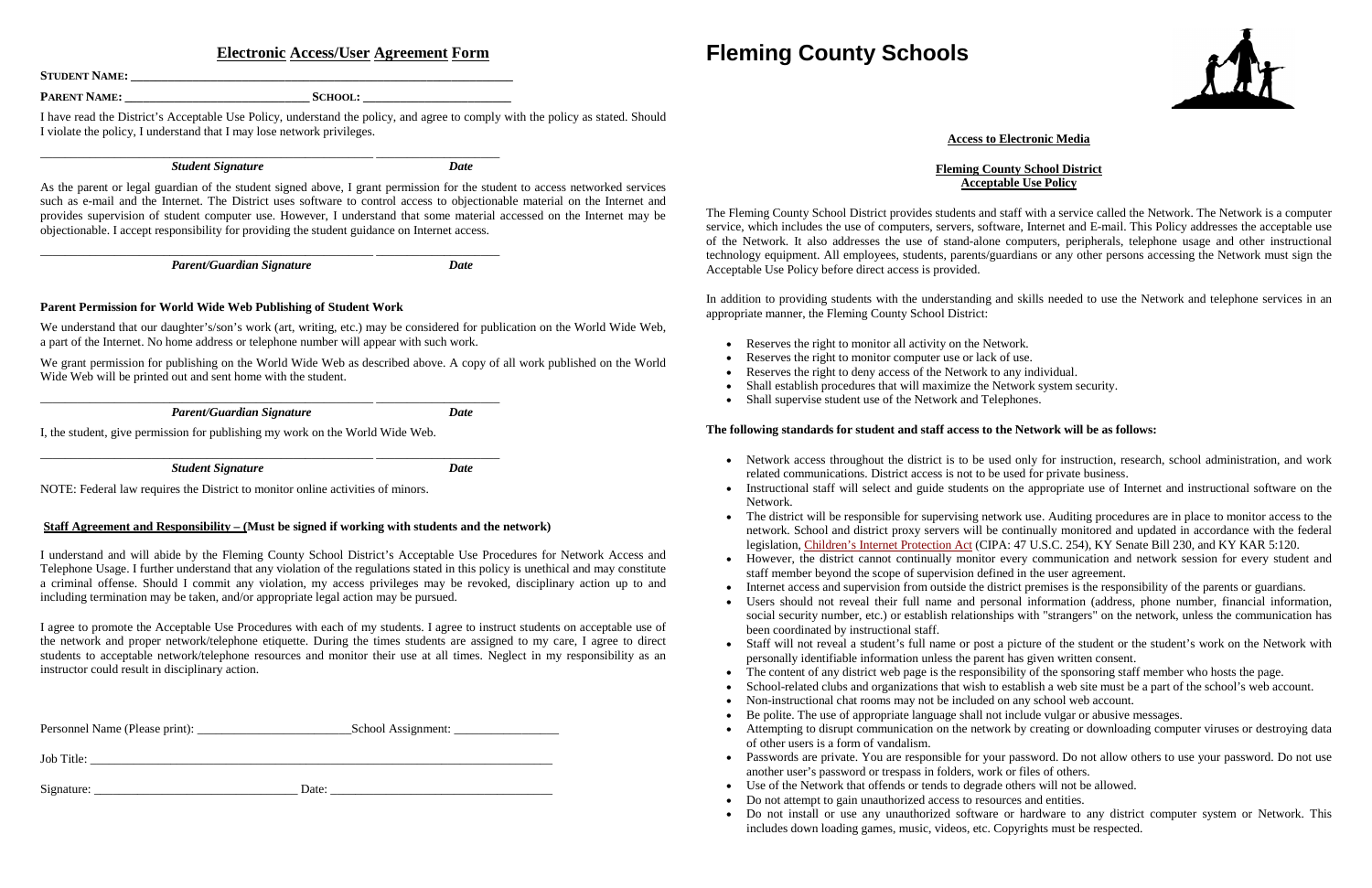## Electronic Access/User Agreement Form

**STUDENT NAME:** ______________________________________________

**PARENT NAME:** ______________________________ **SCHOOL:** ________________________

I have read the District's Acceptable Use Policy, understand the policy, and agree to comply with the policy as stated. Should I violate the policy, I understand that I may lose network privileges.

______________________________________________ ____________________

***Student Signature*** ***Date***

As the parent or legal guardian of the student signed above, I grant permission for the student to access networked services such as e-mail and the Internet. The District uses software to control access to objectionable material on the Internet and provides supervision of student computer use. However, I understand that some material accessed on the Internet may be objectionable. I accept responsibility for providing the student guidance on Internet access.

______________________________________________ ____________________

***Parent/Guardian Signature*** ***Date***

**Parent Permission for World Wide Web Publishing of Student Work**

We understand that our daughter's/son's work (art, writing, etc.) may be considered for publication on the World Wide Web, a part of the Internet. No home address or telephone number will appear with such work.

We grant permission for publishing on the World Wide Web as described above. A copy of all work published on the World Wide Web will be printed out and sent home with the student.

______________________________________________ ____________________

***Parent/Guardian Signature*** ***Date***

I, the student, give permission for publishing my work on the World Wide Web.

______________________________________________ ____________________

***Student Signature*** ***Date***

NOTE: Federal law requires the District to monitor online activities of minors.

**Staff Agreement and Responsibility – (Must be signed if working with students and the network)**

I understand and will abide by the Fleming County School District's Acceptable Use Procedures for Network Access and Telephone Usage. I further understand that any violation of the regulations stated in this policy is unethical and may constitute a criminal offense. Should I commit any violation, my access privileges may be revoked, disciplinary action up to and including termination may be taken, and/or appropriate legal action may be pursued.

I agree to promote the Acceptable Use Procedures with each of my students. I agree to instruct students on acceptable use of the network and proper network/telephone etiquette. During the times students are assigned to my care, I agree to direct students to acceptable network/telephone resources and monitor their use at all times. Neglect in my responsibility as an instructor could result in disciplinary action.

Personnel Name (Please print): _________________________ School Assignment: _________________

Job Title: ____________________________________________________________________________

Signature: ________________________________ Date: ___________________________________

# Fleming County Schools

**Access to Electronic Media**

**Fleming County School District**
**Acceptable Use Policy**

The Fleming County School District provides students and staff with a service called the Network. The Network is a computer service, which includes the use of computers, servers, software, Internet and E-mail. This Policy addresses the acceptable use of the Network. It also addresses the use of stand-alone computers, peripherals, telephone usage and other instructional technology equipment. All employees, students, parents/guardians or any other persons accessing the Network must sign the Acceptable Use Policy before direct access is provided.

In addition to providing students with the understanding and skills needed to use the Network and telephone services in an appropriate manner, the Fleming County School District:

- Reserves the right to monitor all activity on the Network.
- Reserves the right to monitor computer use or lack of use.
- Reserves the right to deny access of the Network to any individual.
- Shall establish procedures that will maximize the Network system security.
- Shall supervise student use of the Network and Telephones.

**The following standards for student and staff access to the Network will be as follows:**

- Network access throughout the district is to be used only for instruction, research, school administration, and work related communications. District access is not to be used for private business.
- Instructional staff will select and guide students on the appropriate use of Internet and instructional software on the Network.
- The district will be responsible for supervising network use. Auditing procedures are in place to monitor access to the network. School and district proxy servers will be continually monitored and updated in accordance with the federal legislation, Children's Internet Protection Act (CIPA: 47 U.S.C. 254), KY Senate Bill 230, and KY KAR 5:120.
- However, the district cannot continually monitor every communication and network session for every student and staff member beyond the scope of supervision defined in the user agreement.
- Internet access and supervision from outside the district premises is the responsibility of the parents or guardians.
- Users should not reveal their full name and personal information (address, phone number, financial information, social security number, etc.) or establish relationships with "strangers" on the network, unless the communication has been coordinated by instructional staff.
- Staff will not reveal a student's full name or post a picture of the student or the student's work on the Network with personally identifiable information unless the parent has given written consent.
- The content of any district web page is the responsibility of the sponsoring staff member who hosts the page.
- School-related clubs and organizations that wish to establish a web site must be a part of the school's web account.
- Non-instructional chat rooms may not be included on any school web account.
- Be polite. The use of appropriate language shall not include vulgar or abusive messages.
- Attempting to disrupt communication on the network by creating or downloading computer viruses or destroying data of other users is a form of vandalism.
- Passwords are private. You are responsible for your password. Do not allow others to use your password. Do not use another user's password or trespass in folders, work or files of others.
- Use of the Network that offends or tends to degrade others will not be allowed.
- Do not attempt to gain unauthorized access to resources and entities.
- Do not install or use any unauthorized software or hardware to any district computer system or Network. This includes down loading games, music, videos, etc. Copyrights must be respected.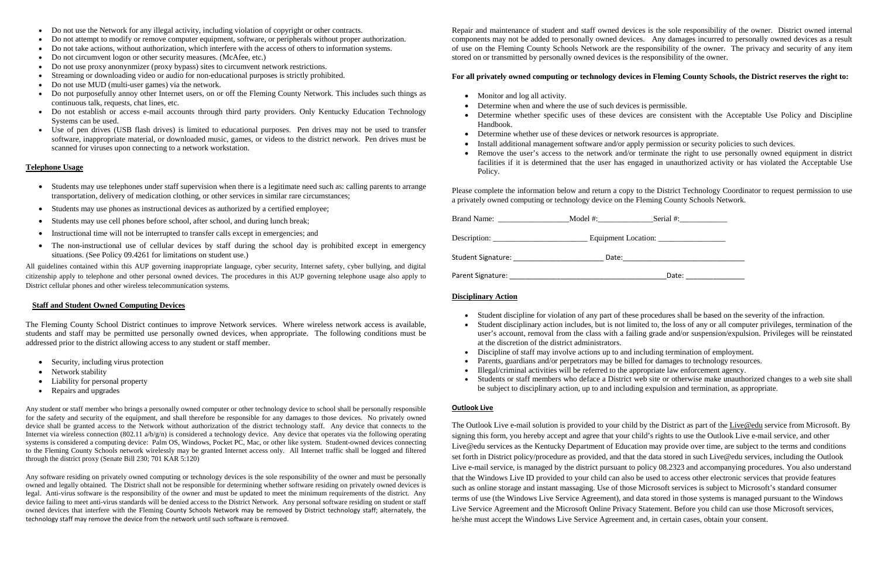- Do not use the Network for any illegal activity, including violation of copyright or other contracts.
- Do not attempt to modify or remove computer equipment, software, or peripherals without proper authorization.
- Do not take actions, without authorization, which interfere with the access of others to information systems.
- Do not circumvent logon or other security measures. (McAfee, etc.)
- Do not use proxy anonymizer (proxy bypass) sites to circumvent network restrictions.
- Streaming or downloading video or audio for non-educational purposes is strictly prohibited.
- Do not use MUD (multi-user games) via the network.
- Do not purposefully annoy other Internet users, on or off the Fleming County Network. This includes such things as continuous talk, requests, chat lines, etc.
- Do not establish or access e-mail accounts through third party providers. Only Kentucky Education Technology Systems can be used.
- Use of pen drives (USB flash drives) is limited to educational purposes. Pen drives may not be used to transfer software, inappropriate material, or downloaded music, games, or videos to the district network. Pen drives must be scanned for viruses upon connecting to a network workstation.

**Telephone Usage**

- Students may use telephones under staff supervision when there is a legitimate need such as: calling parents to arrange transportation, delivery of medication clothing, or other services in similar rare circumstances;
- Students may use phones as instructional devices as authorized by a certified employee;
- Students may use cell phones before school, after school, and during lunch break;
- Instructional time will not be interrupted to transfer calls except in emergencies; and
- The non-instructional use of cellular devices by staff during the school day is prohibited except in emergency situations. (See Policy 09.4261 for limitations on student use.)

All guidelines contained within this AUP governing inappropriate language, cyber security, Internet safety, cyber bullying, and digital citizenship apply to telephone and other personal owned devices. The procedures in this AUP governing telephone usage also apply to District cellular phones and other wireless telecommunication systems.

**Staff and Student Owned Computing Devices**

The Fleming County School District continues to improve Network services. Where wireless network access is available, students and staff may be permitted use personally owned devices, when appropriate. The following conditions must be addressed prior to the district allowing access to any student or staff member.

- Security, including virus protection
- Network stability
- Liability for personal property
- Repairs and upgrades

Any student or staff member who brings a personally owned computer or other technology device to school shall be personally responsible for the safety and security of the equipment, and shall therefore be responsible for any damages to those devices. No privately owned device shall be granted access to the Network without authorization of the district technology staff. Any device that connects to the Internet via wireless connection (802.11 a/b/g/n) is considered a technology device. Any device that operates via the following operating systems is considered a computing device: Palm OS, Windows, Pocket PC, Mac, or other like system. Student-owned devices connecting to the Fleming County Schools network wirelessly may be granted Internet access only. All Internet traffic shall be logged and filtered through the district proxy (Senate Bill 230; 701 KAR 5:120)

Any software residing on privately owned computing or technology devices is the sole responsibility of the owner and must be personally owned and legally obtained. The District shall not be responsible for determining whether software residing on privately owned devices is legal. Anti-virus software is the responsibility of the owner and must be updated to meet the minimum requirements of the district. Any device failing to meet anti-virus standards will be denied access to the District Network. Any personal software residing on student or staff owned devices that interfere with the Fleming County Schools Network may be removed by District technology staff; alternately, the technology staff may remove the device from the network until such software is removed.

Repair and maintenance of student and staff owned devices is the sole responsibility of the owner. District owned internal components may not be added to personally owned devices. Any damages incurred to personally owned devices as a result of use on the Fleming County Schools Network are the responsibility of the owner. The privacy and security of any item stored on or transmitted by personally owned devices is the responsibility of the owner.

**For all privately owned computing or technology devices in Fleming County Schools, the District reserves the right to:**

- Monitor and log all activity.
- Determine when and where the use of such devices is permissible.
- Determine whether specific uses of these devices are consistent with the Acceptable Use Policy and Discipline Handbook.
- Determine whether use of these devices or network resources is appropriate.
- Install additional management software and/or apply permission or security policies to such devices.
- Remove the user's access to the network and/or terminate the right to use personally owned equipment in district facilities if it is determined that the user has engaged in unauthorized activity or has violated the Acceptable Use Policy.

Please complete the information below and return a copy to the District Technology Coordinator to request permission to use a privately owned computing or technology device on the Fleming County Schools Network.

Brand Name: __________________Model #:______________Serial #:____________

Description: ________________________ Equipment Location: _________________

Student Signature: _______________________ Date:_______________________________

Parent Signature: ________________________________________Date: _______________

**Disciplinary Action**

- Student discipline for violation of any part of these procedures shall be based on the severity of the infraction.
- Student disciplinary action includes, but is not limited to, the loss of any or all computer privileges, termination of the user's account, removal from the class with a failing grade and/or suspension/expulsion. Privileges will be reinstated at the discretion of the district administrators.
- Discipline of staff may involve actions up to and including termination of employment.
- Parents, guardians and/or perpetrators may be billed for damages to technology resources.
- Illegal/criminal activities will be referred to the appropriate law enforcement agency.
- Students or staff members who deface a District web site or otherwise make unauthorized changes to a web site shall be subject to disciplinary action, up to and including expulsion and termination, as appropriate.

**Outlook Live**

The Outlook Live e-mail solution is provided to your child by the District as part of the Live@edu service from Microsoft. By signing this form, you hereby accept and agree that your child's rights to use the Outlook Live e-mail service, and other Live@edu services as the Kentucky Department of Education may provide over time, are subject to the terms and conditions set forth in District policy/procedure as provided, and that the data stored in such Live@edu services, including the Outlook Live e-mail service, is managed by the district pursuant to policy 08.2323 and accompanying procedures. You also understand that the Windows Live ID provided to your child can also be used to access other electronic services that provide features such as online storage and instant massaging. Use of those Microsoft services is subject to Microsoft's standard consumer terms of use (the Windows Live Service Agreement), and data stored in those systems is managed pursuant to the Windows Live Service Agreement and the Microsoft Online Privacy Statement. Before you child can use those Microsoft services, he/she must accept the Windows Live Service Agreement and, in certain cases, obtain your consent.